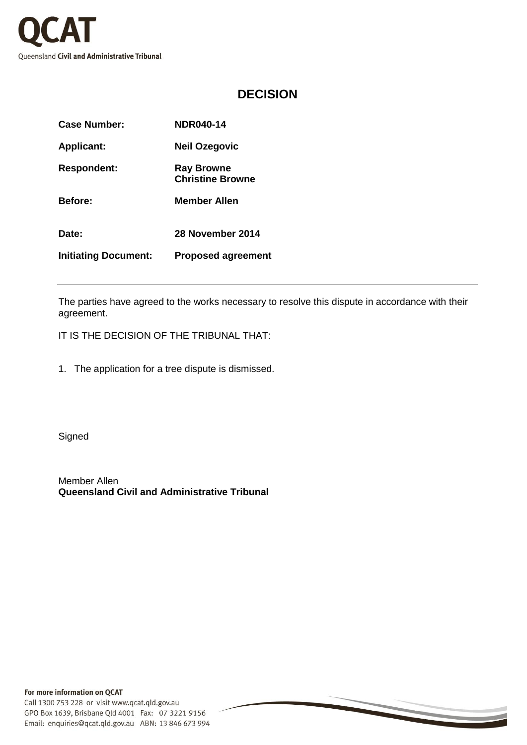**QCAT**

Queensland **Civil and Administrative Tribunal**

## DECISION

| | |
|---|---|
| **Case Number:** | **NDR040-14** |
| **Applicant:** | **Neil Ozegovic** |
| **Respondent:** | **Ray Browne**<br>**Christine Browne** |
| **Before:** | **Member Allen** |
| **Date:** | **28 November 2014** |
| **Initiating Document:** | **Proposed agreement** |

---

The parties have agreed to the works necessary to resolve this dispute in accordance with their agreement.

IT IS THE DECISION OF THE TRIBUNAL THAT:

1. The application for a tree dispute is dismissed.

Signed

Member Allen
**Queensland Civil and Administrative Tribunal**

**For more information on QCAT**
Call 1300 753 228 or visit www.qcat.qld.gov.au
GPO Box 1639, Brisbane Qld 4001 Fax: 07 3221 9156
Email: enquiries@qcat.qld.gov.au ABN: 13 846 673 994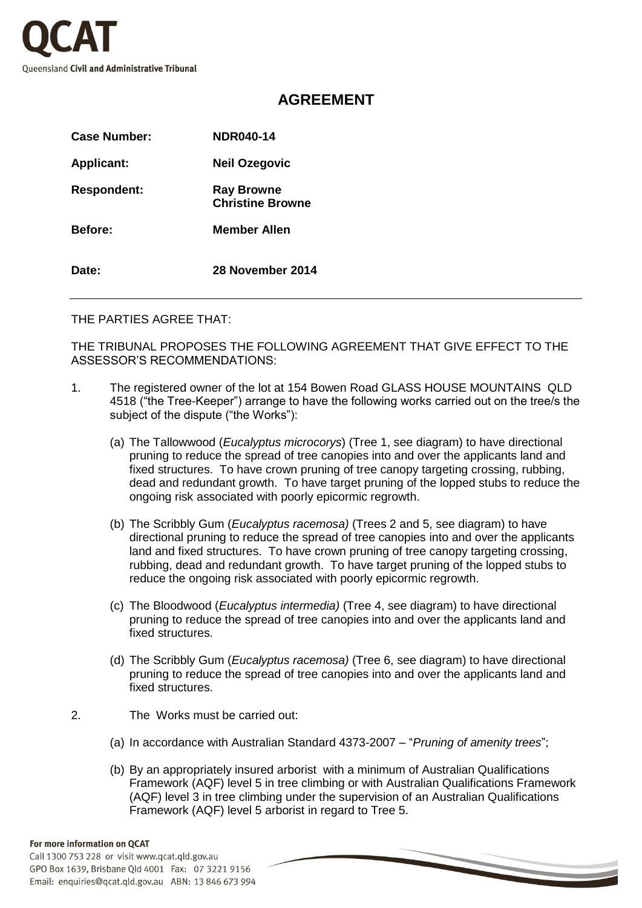# AGREEMENT

| | |
|---|---|
| **Case Number:** | **NDR040-14** |
| **Applicant:** | **Neil Ozegovic** |
| **Respondent:** | **Ray Browne**<br>**Christine Browne** |
| **Before:** | **Member Allen** |
| **Date:** | **28 November 2014** |

---

THE PARTIES AGREE THAT:

THE TRIBUNAL PROPOSES THE FOLLOWING AGREEMENT THAT GIVE EFFECT TO THE ASSESSOR'S RECOMMENDATIONS:

1. The registered owner of the lot at 154 Bowen Road GLASS HOUSE MOUNTAINS QLD 4518 ("the Tree-Keeper") arrange to have the following works carried out on the tree/s the subject of the dispute ("the Works"):

   (a) The Tallowwood (*Eucalyptus microcorys*) (Tree 1, see diagram) to have directional pruning to reduce the spread of tree canopies into and over the applicants land and fixed structures. To have crown pruning of tree canopy targeting crossing, rubbing, dead and redundant growth. To have target pruning of the lopped stubs to reduce the ongoing risk associated with poorly epicormic regrowth.

   (b) The Scribbly Gum (*Eucalyptus racemosa)* (Trees 2 and 5, see diagram) to have directional pruning to reduce the spread of tree canopies into and over the applicants land and fixed structures. To have crown pruning of tree canopy targeting crossing, rubbing, dead and redundant growth. To have target pruning of the lopped stubs to reduce the ongoing risk associated with poorly epicormic regrowth.

   (c) The Bloodwood (*Eucalyptus intermedia)* (Tree 4, see diagram) to have directional pruning to reduce the spread of tree canopies into and over the applicants land and fixed structures.

   (d) The Scribbly Gum (*Eucalyptus racemosa)* (Tree 6, see diagram) to have directional pruning to reduce the spread of tree canopies into and over the applicants land and fixed structures.

2. The Works must be carried out:

   (a) In accordance with Australian Standard 4373-2007 – "*Pruning of amenity trees*";

   (b) By an appropriately insured arborist with a minimum of Australian Qualifications Framework (AQF) level 5 in tree climbing or with Australian Qualifications Framework (AQF) level 3 in tree climbing under the supervision of an Australian Qualifications Framework (AQF) level 5 arborist in regard to Tree 5.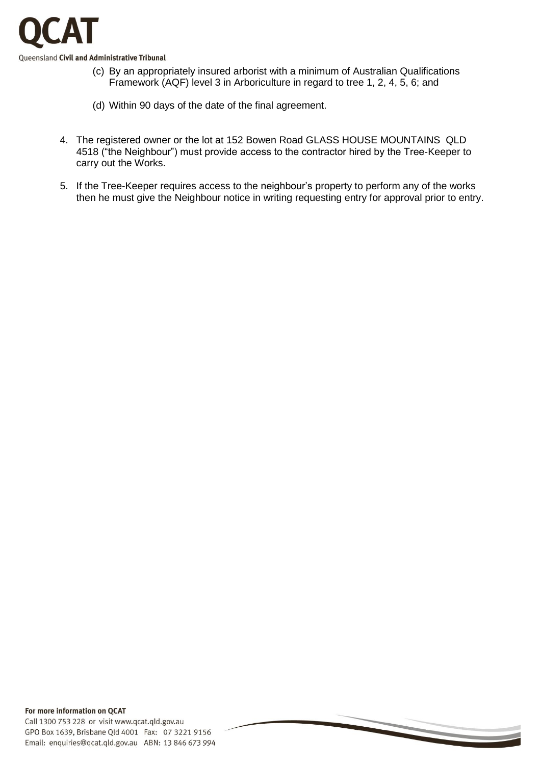(c) By an appropriately insured arborist with a minimum of Australian Qualifications Framework (AQF) level 3 in Arboriculture in regard to tree 1, 2, 4, 5, 6; and

(d) Within 90 days of the date of the final agreement.

4. The registered owner or the lot at 152 Bowen Road GLASS HOUSE MOUNTAINS QLD 4518 ("the Neighbour") must provide access to the contractor hired by the Tree-Keeper to carry out the Works.

5. If the Tree-Keeper requires access to the neighbour's property to perform any of the works then he must give the Neighbour notice in writing requesting entry for approval prior to entry.